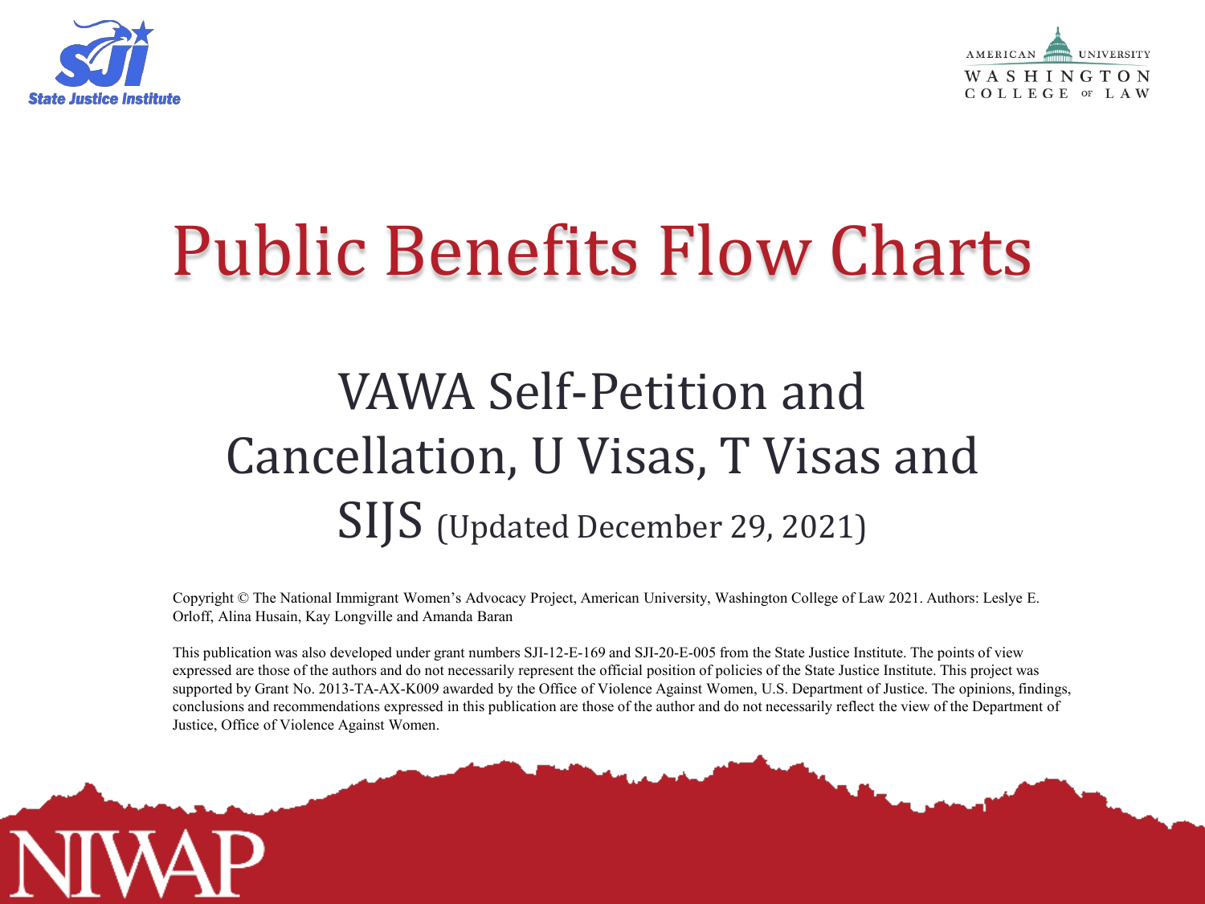State Justice Institute

AMERICAN UNIVERSITY WASHINGTON COLLEGE OF LAW

# Public Benefits Flow Charts

## VAWA Self-Petition and Cancellation, U Visas, T Visas and SIJS (Updated December 29, 2021)

Copyright © The National Immigrant Women's Advocacy Project, American University, Washington College of Law 2021. Authors: Leslye E. Orloff, Alina Husain, Kay Longville and Amanda Baran

This publication was also developed under grant numbers SJI-12-E-169 and SJI-20-E-005 from the State Justice Institute. The points of view expressed are those of the authors and do not necessarily represent the official position of policies of the State Justice Institute. This project was supported by Grant No. 2013-TA-AX-K009 awarded by the Office of Violence Against Women, U.S. Department of Justice. The opinions, findings, conclusions and recommendations expressed in this publication are those of the author and do not necessarily reflect the view of the Department of Justice, Office of Violence Against Women.

NIWAP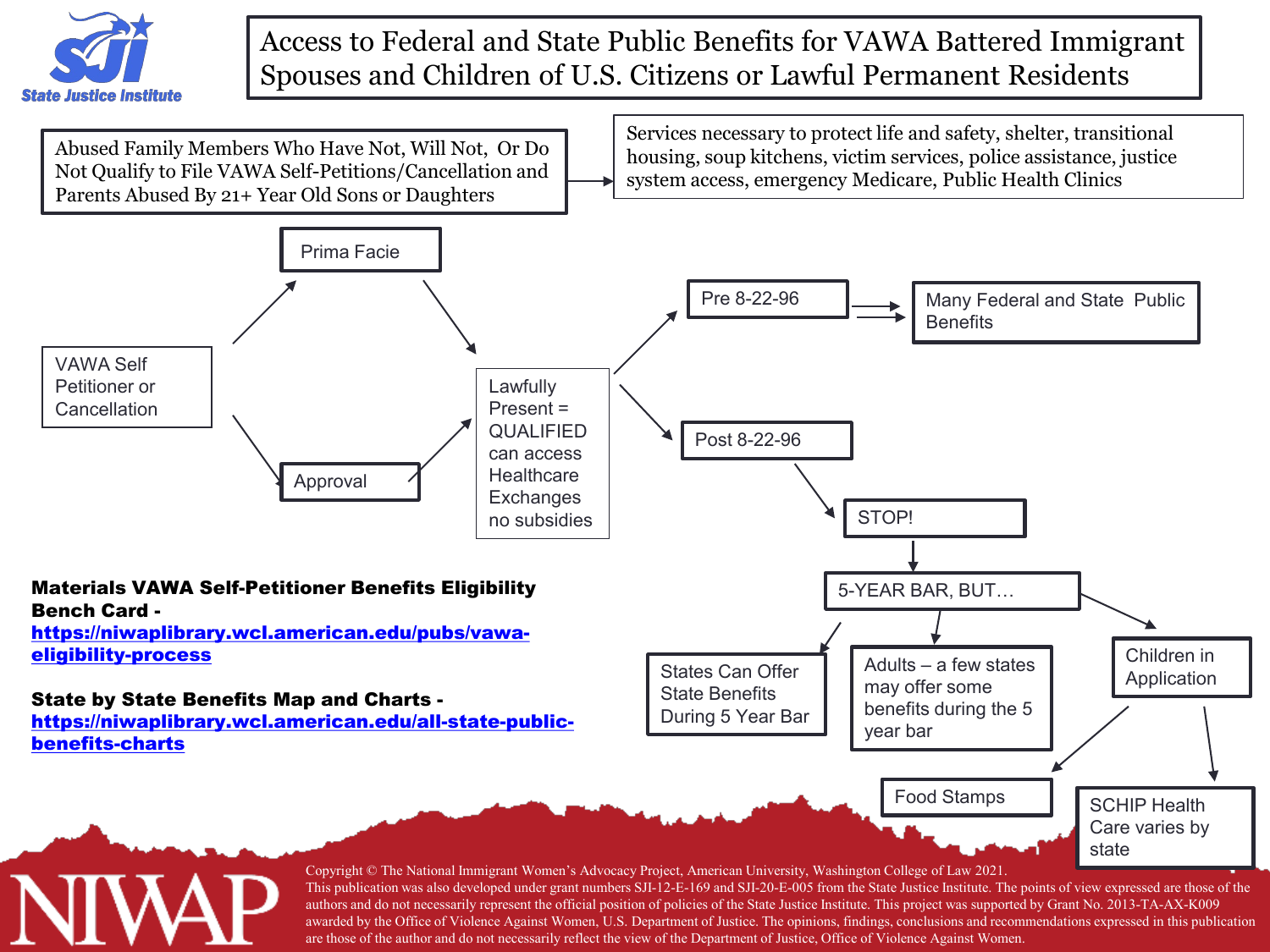# Access to Federal and State Public Benefits for VAWA Battered Immigrant Spouses and Children of U.S. Citizens or Lawful Permanent Residents

Abused Family Members Who Have Not, Will Not, Or Do Not Qualify to File VAWA Self-Petitions/Cancellation and Parents Abused By 21+ Year Old Sons or Daughters → Services necessary to protect life and safety, shelter, transitional housing, soup kitchens, victim services, police assistance, justice system access, emergency Medicare, Public Health Clinics

VAWA Self Petitioner or Cancellation → Prima Facie → Lawfully Present = QUALIFIED can access Healthcare Exchanges no subsidies

VAWA Self Petitioner or Cancellation → Approval → Lawfully Present = QUALIFIED can access Healthcare Exchanges no subsidies

Lawfully Present = QUALIFIED → Pre 8-22-96 → Many Federal and State Public Benefits

Lawfully Present = QUALIFIED → Post 8-22-96 → STOP! → 5-YEAR BAR, BUT…

5-YEAR BAR, BUT…
- States Can Offer State Benefits During 5 Year Bar
- Adults – a few states may offer some benefits during the 5 year bar
- Children in Application
  - Food Stamps
  - SCHIP Health Care varies by state

**Materials VAWA Self-Petitioner Benefits Eligibility Bench Card -** [https://niwaplibrary.wcl.american.edu/pubs/vawa-eligibility-process](https://niwaplibrary.wcl.american.edu/pubs/vawa-eligibility-process)

**State by State Benefits Map and Charts -** [https://niwaplibrary.wcl.american.edu/all-state-public-benefits-charts](https://niwaplibrary.wcl.american.edu/all-state-public-benefits-charts)

Copyright © The National Immigrant Women's Advocacy Project, American University, Washington College of Law 2021. This publication was also developed under grant numbers SJI-12-E-169 and SJI-20-E-005 from the State Justice Institute. The points of view expressed are those of the authors and do not necessarily represent the official position of policies of the State Justice Institute. This project was supported by Grant No. 2013-TA-AX-K009 awarded by the Office of Violence Against Women, U.S. Department of Justice. The opinions, findings, conclusions and recommendations expressed in this publication are those of the author and do not necessarily reflect the view of the Department of Justice, Office of Violence Against Women.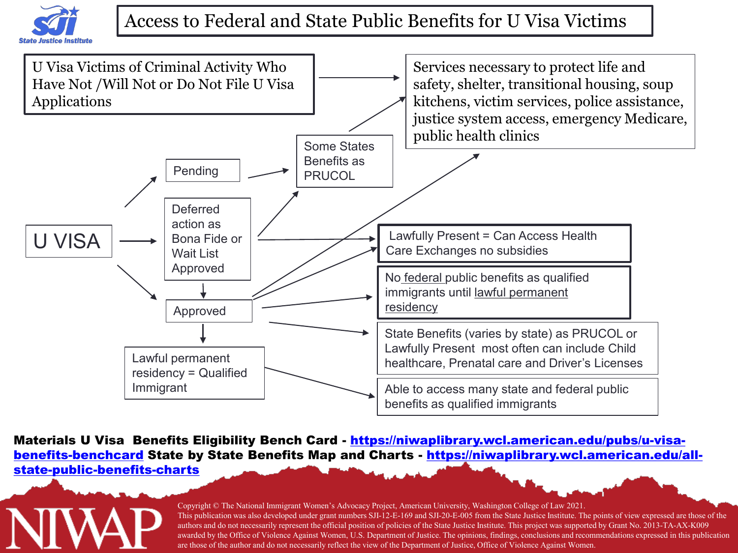# Access to Federal and State Public Benefits for U Visa Victims

**U Visa Victims of Criminal Activity Who Have Not /Will Not or Do Not File U Visa Applications** → Services necessary to protect life and safety, shelter, transitional housing, soup kitchens, victim services, police assistance, justice system access, emergency Medicare, public health clinics

**U VISA**

- → Pending
  - → Some States Benefits as PRUCOL
- → Deferred action as Bona Fide or Wait List Approved
  - → Some States Benefits as PRUCOL
  - → Lawfully Present = Can Access Health Care Exchanges no subsidies
  - → Approved
- → Approved
  - → Services necessary to protect life and safety, shelter, transitional housing, soup kitchens, victim services, police assistance, justice system access, emergency Medicare, public health clinics
  - → Lawfully Present = Can Access Health Care Exchanges no subsidies
  - → No federal public benefits as qualified immigrants until lawful permanent residency
  - → State Benefits (varies by state) as PRUCOL or Lawfully Present most often can include Child healthcare, Prenatal care and Driver's Licenses
  - → Lawful permanent residency = Qualified Immigrant
    - → Able to access many state and federal public benefits as qualified immigrants

Some States Benefits as PRUCOL → Services necessary to protect life and safety, shelter, transitional housing, soup kitchens, victim services, police assistance, justice system access, emergency Medicare, public health clinics

**Materials U Visa Benefits Eligibility Bench Card - [https://niwaplibrary.wcl.american.edu/pubs/u-visa-benefits-benchcard](https://niwaplibrary.wcl.american.edu/pubs/u-visa-benefits-benchcard) State by State Benefits Map and Charts - [https://niwaplibrary.wcl.american.edu/all-state-public-benefits-charts](https://niwaplibrary.wcl.american.edu/all-state-public-benefits-charts)**

NIWAP

Copyright © The National Immigrant Women's Advocacy Project, American University, Washington College of Law 2021. This publication was also developed under grant numbers SJI-12-E-169 and SJI-20-E-005 from the State Justice Institute. The points of view expressed are those of the authors and do not necessarily represent the official position of policies of the State Justice Institute. This project was supported by Grant No. 2013-TA-AX-K009 awarded by the Office of Violence Against Women, U.S. Department of Justice. The opinions, findings, conclusions and recommendations expressed in this publication are those of the author and do not necessarily reflect the view of the Department of Justice, Office of Violence Against Women.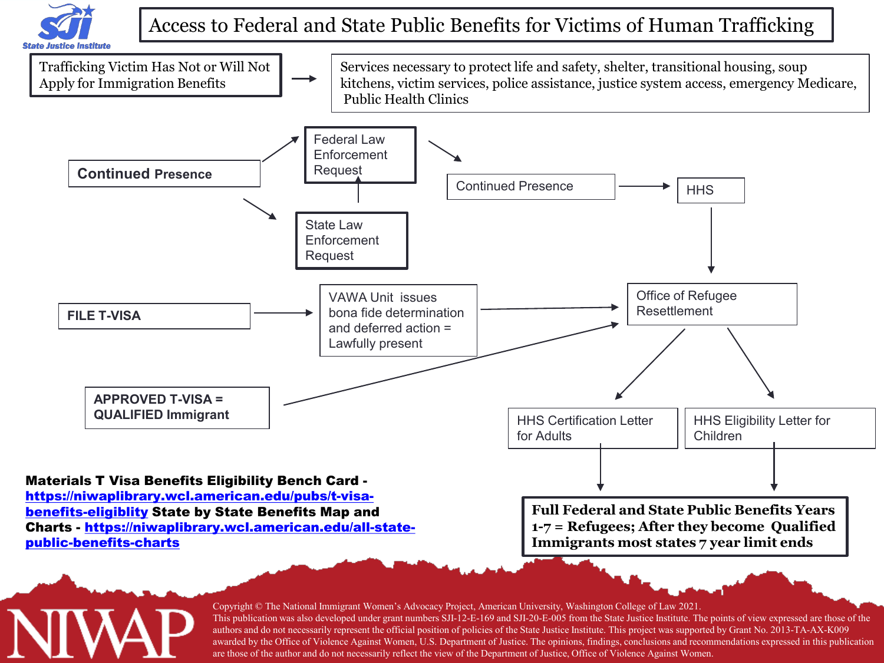# Access to Federal and State Public Benefits for Victims of Human Trafficking

**Trafficking Victim Has Not or Will Not Apply for Immigration Benefits** → Services necessary to protect life and safety, shelter, transitional housing, soup kitchens, victim services, police assistance, justice system access, emergency Medicare, Public Health Clinics

**Continued Presence** → Federal Law Enforcement Request / State Law Enforcement Request

State Law Enforcement Request → Federal Law Enforcement Request

Federal Law Enforcement Request → Continued Presence → HHS → Office of Refugee Resettlement

**FILE T-VISA** → VAWA Unit issues bona fide determination and deferred action = Lawfully present → Office of Refugee Resettlement

**APPROVED T-VISA = QUALIFIED Immigrant** → Office of Refugee Resettlement

Office of Refugee Resettlement → HHS Certification Letter for Adults / HHS Eligibility Letter for Children

HHS Certification Letter for Adults / HHS Eligibility Letter for Children → **Full Federal and State Public Benefits Years 1-7 = Refugees; After they become Qualified Immigrants most states 7 year limit ends**

**Materials T Visa Benefits Eligibility Bench Card - https://niwaplibrary.wcl.american.edu/pubs/t-visa-benefits-eligiblity State by State Benefits Map and Charts - https://niwaplibrary.wcl.american.edu/all-state-public-benefits-charts**

Copyright © The National Immigrant Women's Advocacy Project, American University, Washington College of Law 2021. This publication was also developed under grant numbers SJI-12-E-169 and SJI-20-E-005 from the State Justice Institute. The points of view expressed are those of the authors and do not necessarily represent the official position of policies of the State Justice Institute. This project was supported by Grant No. 2013-TA-AX-K009 awarded by the Office of Violence Against Women, U.S. Department of Justice. The opinions, findings, conclusions and recommendations expressed in this publication are those of the author and do not necessarily reflect the view of the Department of Justice, Office of Violence Against Women.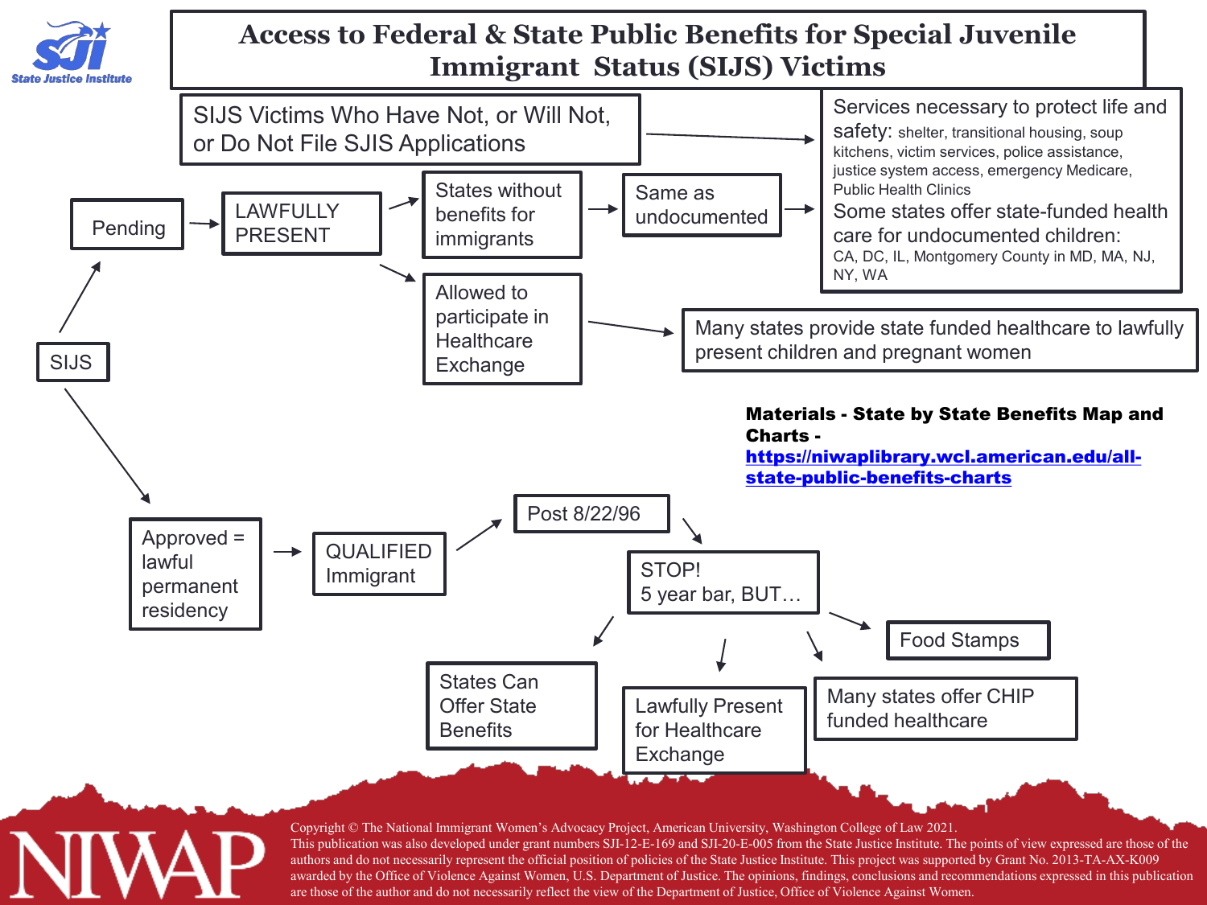# Access to Federal & State Public Benefits for Special Juvenile Immigrant Status (SIJS) Victims

SIJS Victims Who Have Not, or Will Not, or Do Not File SJIS Applications

Services necessary to protect life and safety: shelter, transitional housing, soup kitchens, victim services, police assistance, justice system access, emergency Medicare, Public Health Clinics

Some states offer state-funded health care for undocumented children: CA, DC, IL, Montgomery County in MD, MA, NJ, NY, WA

SIJS

Pending

LAWFULLY PRESENT

States without benefits for immigrants

Same as undocumented

Allowed to participate in Healthcare Exchange

Many states provide state funded healthcare to lawfully present children and pregnant women

**Materials - State by State Benefits Map and Charts -** **[https://niwaplibrary.wcl.american.edu/all-state-public-benefits-charts](https://niwaplibrary.wcl.american.edu/all-state-public-benefits-charts)**

Approved = lawful permanent residency

QUALIFIED Immigrant

Post 8/22/96

STOP! 5 year bar, BUT…

States Can Offer State Benefits

Lawfully Present for Healthcare Exchange

Many states offer CHIP funded healthcare

Food Stamps

Copyright © The National Immigrant Women's Advocacy Project, American University, Washington College of Law 2021. This publication was also developed under grant numbers SJI-12-E-169 and SJI-20-E-005 from the State Justice Institute. The points of view expressed are those of the authors and do not necessarily represent the official position of policies of the State Justice Institute. This project was supported by Grant No. 2013-TA-AX-K009 awarded by the Office of Violence Against Women, U.S. Department of Justice. The opinions, findings, conclusions and recommendations expressed in this publication are those of the author and do not necessarily reflect the view of the Department of Justice, Office of Violence Against Women.